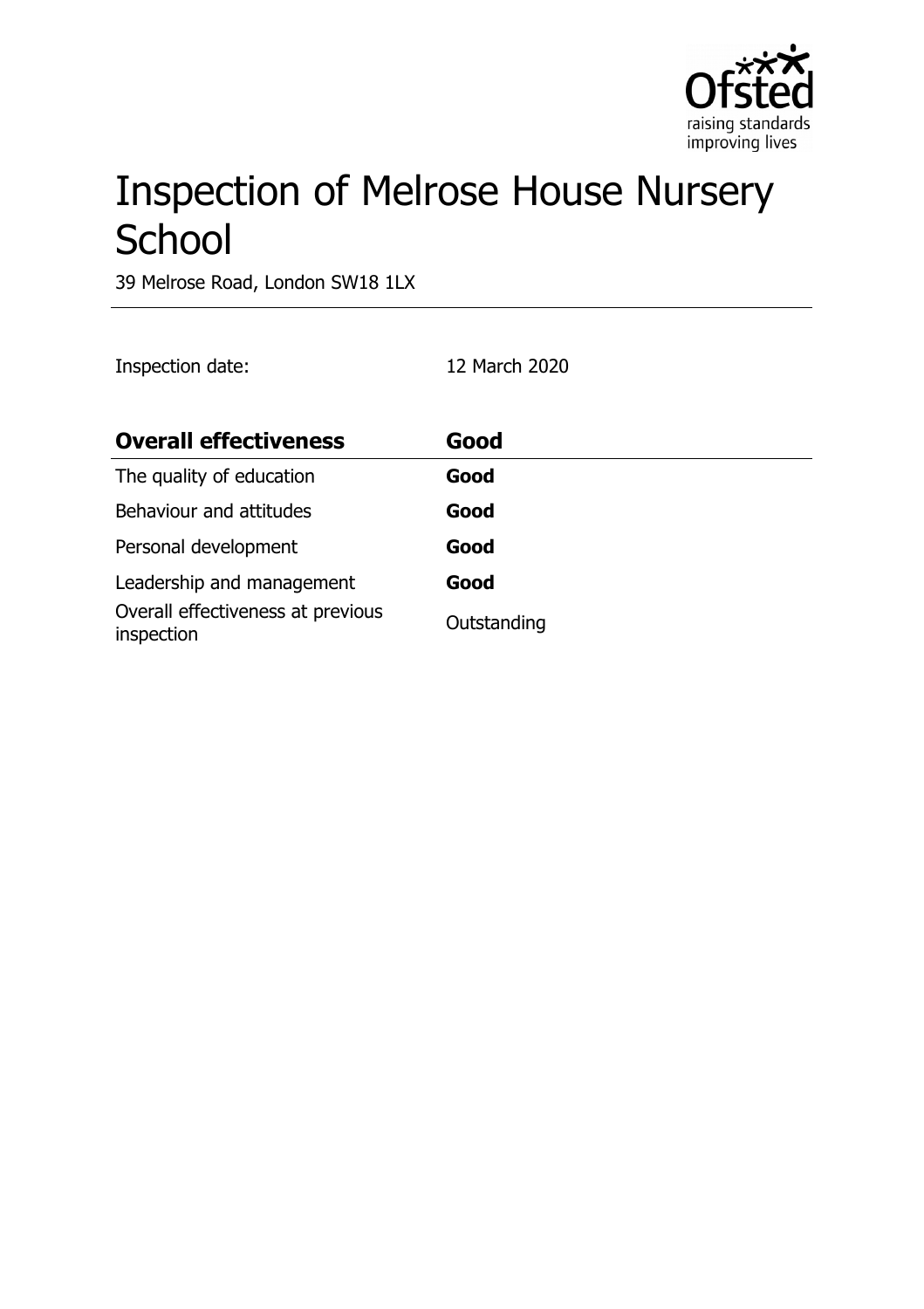# Inspection of Melrose House Nursery School

39 Melrose Road, London SW18 1LX

Inspection date: 12 March 2020

| **Overall effectiveness** | **Good** |
|---|---|
| The quality of education | **Good** |
| Behaviour and attitudes | **Good** |
| Personal development | **Good** |
| Leadership and management | **Good** |
| Overall effectiveness at previous inspection | Outstanding |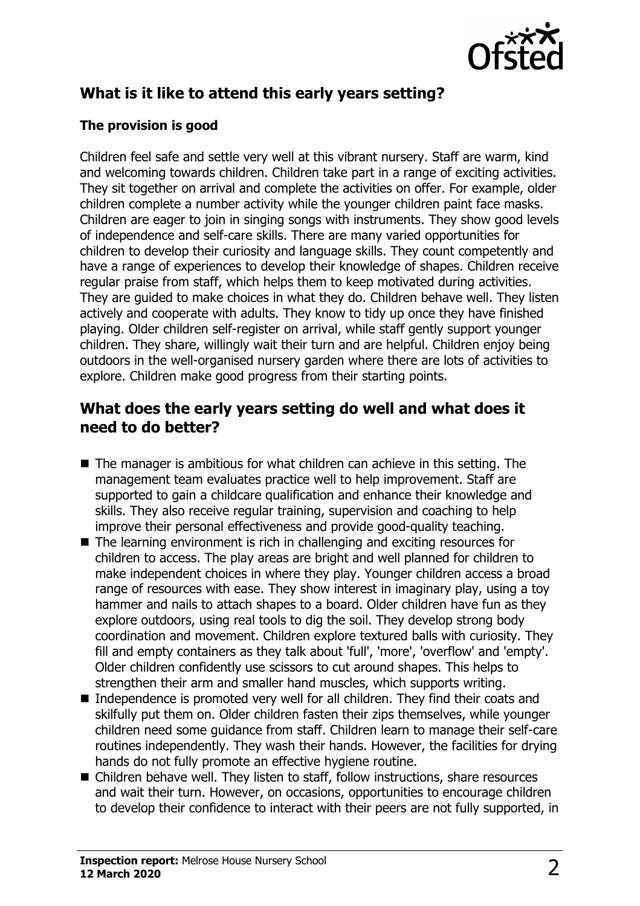## What is it like to attend this early years setting?

### The provision is good

Children feel safe and settle very well at this vibrant nursery. Staff are warm, kind and welcoming towards children. Children take part in a range of exciting activities. They sit together on arrival and complete the activities on offer. For example, older children complete a number activity while the younger children paint face masks. Children are eager to join in singing songs with instruments. They show good levels of independence and self-care skills. There are many varied opportunities for children to develop their curiosity and language skills. They count competently and have a range of experiences to develop their knowledge of shapes. Children receive regular praise from staff, which helps them to keep motivated during activities. They are guided to make choices in what they do. Children behave well. They listen actively and cooperate with adults. They know to tidy up once they have finished playing. Older children self-register on arrival, while staff gently support younger children. They share, willingly wait their turn and are helpful. Children enjoy being outdoors in the well-organised nursery garden where there are lots of activities to explore. Children make good progress from their starting points.

## What does the early years setting do well and what does it need to do better?

- The manager is ambitious for what children can achieve in this setting. The management team evaluates practice well to help improvement. Staff are supported to gain a childcare qualification and enhance their knowledge and skills. They also receive regular training, supervision and coaching to help improve their personal effectiveness and provide good-quality teaching.
- The learning environment is rich in challenging and exciting resources for children to access. The play areas are bright and well planned for children to make independent choices in where they play. Younger children access a broad range of resources with ease. They show interest in imaginary play, using a toy hammer and nails to attach shapes to a board. Older children have fun as they explore outdoors, using real tools to dig the soil. They develop strong body coordination and movement. Children explore textured balls with curiosity. They fill and empty containers as they talk about 'full', 'more', 'overflow' and 'empty'. Older children confidently use scissors to cut around shapes. This helps to strengthen their arm and smaller hand muscles, which supports writing.
- Independence is promoted very well for all children. They find their coats and skilfully put them on. Older children fasten their zips themselves, while younger children need some guidance from staff. Children learn to manage their self-care routines independently. They wash their hands. However, the facilities for drying hands do not fully promote an effective hygiene routine.
- Children behave well. They listen to staff, follow instructions, share resources and wait their turn. However, on occasions, opportunities to encourage children to develop their confidence to interact with their peers are not fully supported, in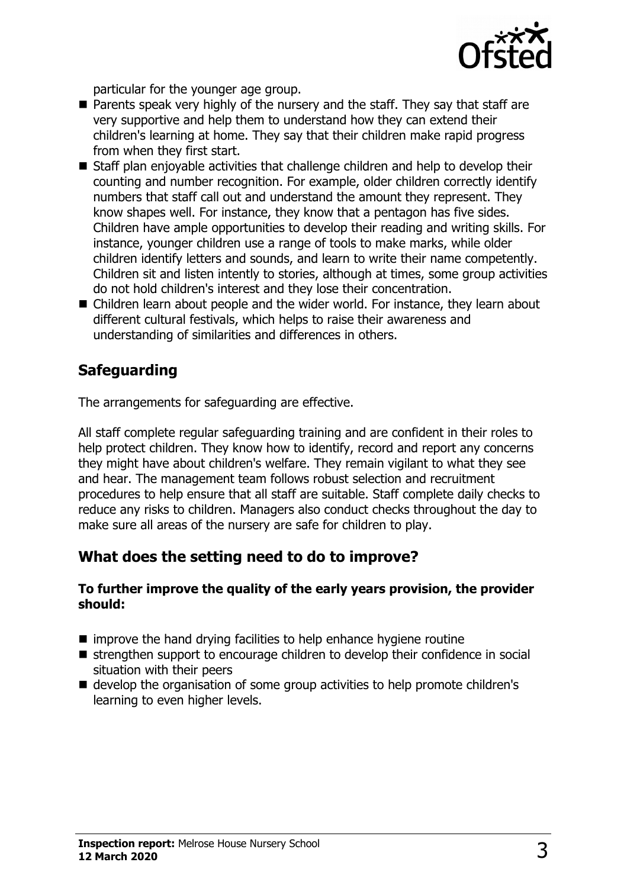particular for the younger age group.

- Parents speak very highly of the nursery and the staff. They say that staff are very supportive and help them to understand how they can extend their children's learning at home. They say that their children make rapid progress from when they first start.
- Staff plan enjoyable activities that challenge children and help to develop their counting and number recognition. For example, older children correctly identify numbers that staff call out and understand the amount they represent. They know shapes well. For instance, they know that a pentagon has five sides. Children have ample opportunities to develop their reading and writing skills. For instance, younger children use a range of tools to make marks, while older children identify letters and sounds, and learn to write their name competently. Children sit and listen intently to stories, although at times, some group activities do not hold children's interest and they lose their concentration.
- Children learn about people and the wider world. For instance, they learn about different cultural festivals, which helps to raise their awareness and understanding of similarities and differences in others.

## Safeguarding

The arrangements for safeguarding are effective.

All staff complete regular safeguarding training and are confident in their roles to help protect children. They know how to identify, record and report any concerns they might have about children's welfare. They remain vigilant to what they see and hear. The management team follows robust selection and recruitment procedures to help ensure that all staff are suitable. Staff complete daily checks to reduce any risks to children. Managers also conduct checks throughout the day to make sure all areas of the nursery are safe for children to play.

## What does the setting need to do to improve?

**To further improve the quality of the early years provision, the provider should:**

- improve the hand drying facilities to help enhance hygiene routine
- strengthen support to encourage children to develop their confidence in social situation with their peers
- develop the organisation of some group activities to help promote children's learning to even higher levels.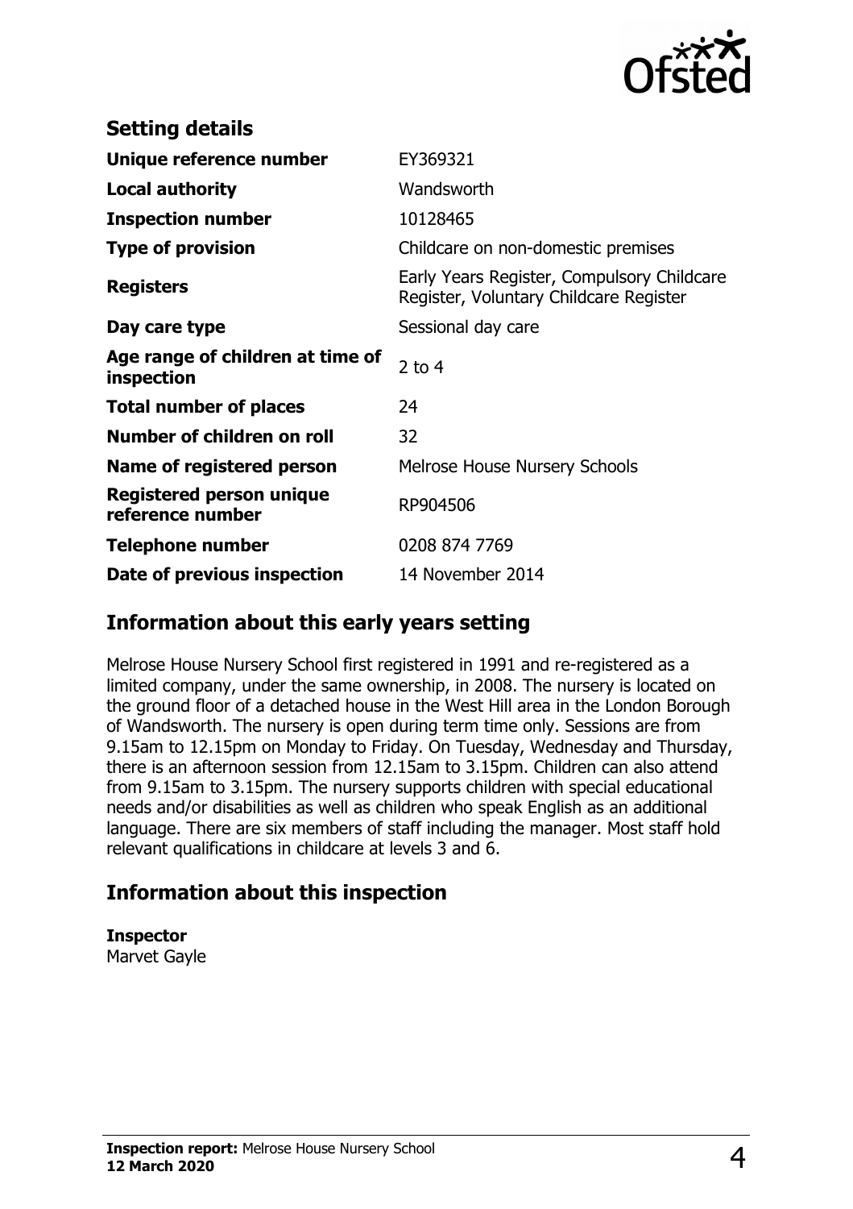## Setting details

| | |
|---|---|
| **Unique reference number** | EY369321 |
| **Local authority** | Wandsworth |
| **Inspection number** | 10128465 |
| **Type of provision** | Childcare on non-domestic premises |
| **Registers** | Early Years Register, Compulsory Childcare Register, Voluntary Childcare Register |
| **Day care type** | Sessional day care |
| **Age range of children at time of inspection** | 2 to 4 |
| **Total number of places** | 24 |
| **Number of children on roll** | 32 |
| **Name of registered person** | Melrose House Nursery Schools |
| **Registered person unique reference number** | RP904506 |
| **Telephone number** | 0208 874 7769 |
| **Date of previous inspection** | 14 November 2014 |

## Information about this early years setting

Melrose House Nursery School first registered in 1991 and re-registered as a limited company, under the same ownership, in 2008. The nursery is located on the ground floor of a detached house in the West Hill area in the London Borough of Wandsworth. The nursery is open during term time only. Sessions are from 9.15am to 12.15pm on Monday to Friday. On Tuesday, Wednesday and Thursday, there is an afternoon session from 12.15am to 3.15pm. Children can also attend from 9.15am to 3.15pm. The nursery supports children with special educational needs and/or disabilities as well as children who speak English as an additional language. There are six members of staff including the manager. Most staff hold relevant qualifications in childcare at levels 3 and 6.

## Information about this inspection

**Inspector**
Marvet Gayle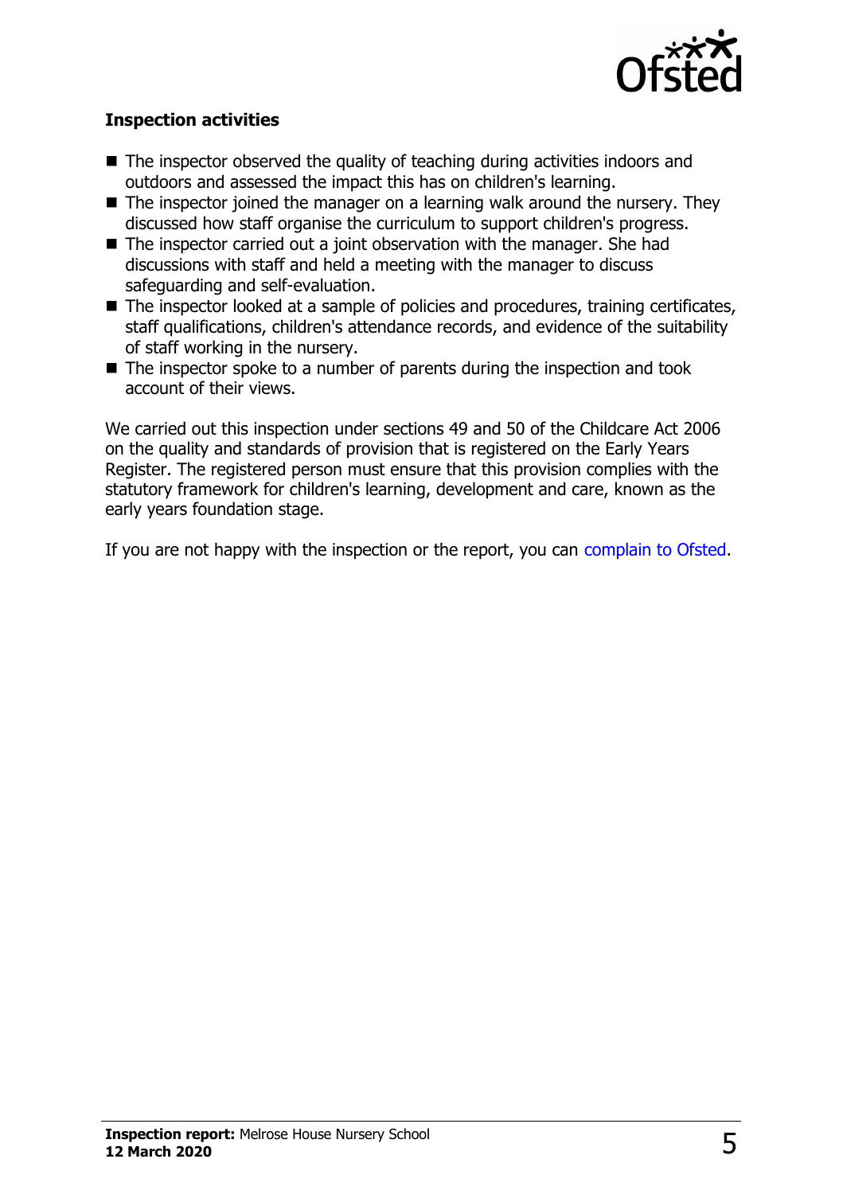### Inspection activities

- The inspector observed the quality of teaching during activities indoors and outdoors and assessed the impact this has on children's learning.
- The inspector joined the manager on a learning walk around the nursery. They discussed how staff organise the curriculum to support children's progress.
- The inspector carried out a joint observation with the manager. She had discussions with staff and held a meeting with the manager to discuss safeguarding and self-evaluation.
- The inspector looked at a sample of policies and procedures, training certificates, staff qualifications, children's attendance records, and evidence of the suitability of staff working in the nursery.
- The inspector spoke to a number of parents during the inspection and took account of their views.

We carried out this inspection under sections 49 and 50 of the Childcare Act 2006 on the quality and standards of provision that is registered on the Early Years Register. The registered person must ensure that this provision complies with the statutory framework for children's learning, development and care, known as the early years foundation stage.

If you are not happy with the inspection or the report, you can complain to Ofsted.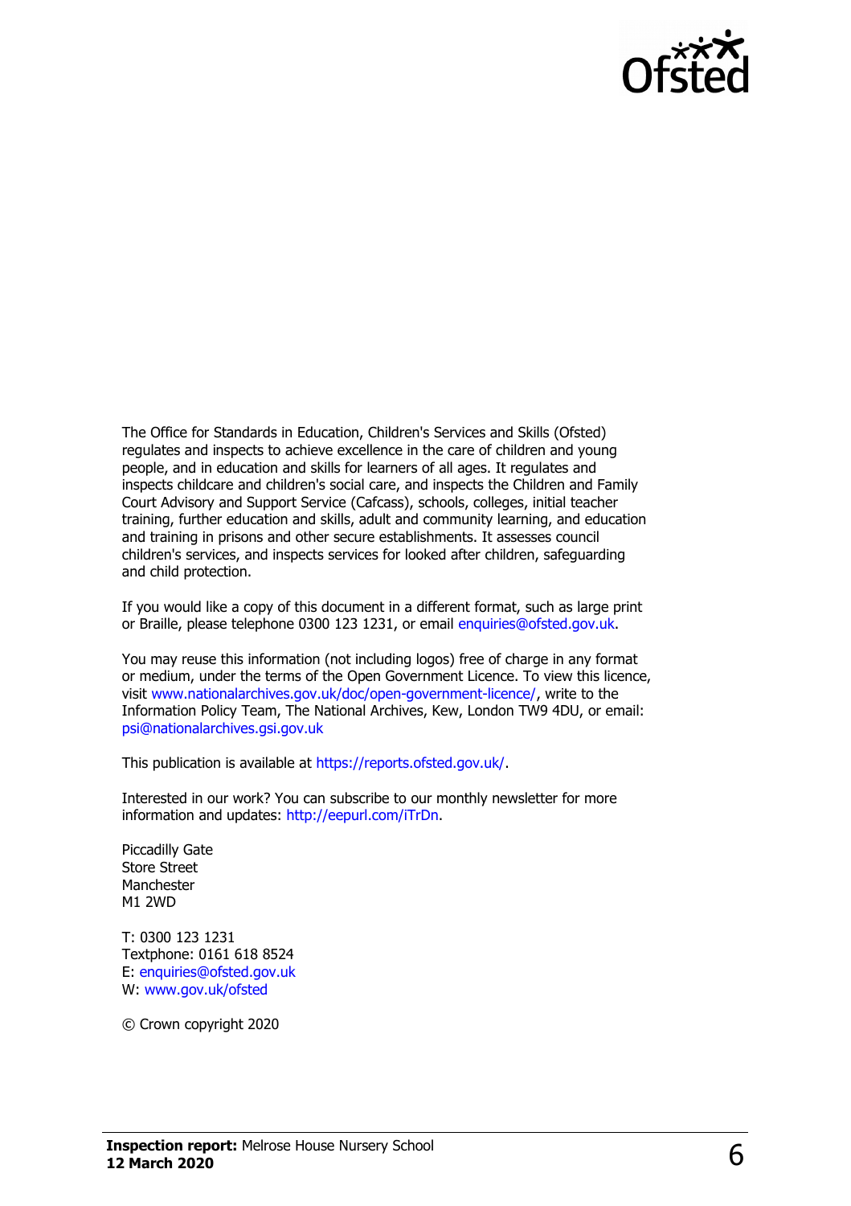The Office for Standards in Education, Children's Services and Skills (Ofsted) regulates and inspects to achieve excellence in the care of children and young people, and in education and skills for learners of all ages. It regulates and inspects childcare and children's social care, and inspects the Children and Family Court Advisory and Support Service (Cafcass), schools, colleges, initial teacher training, further education and skills, adult and community learning, and education and training in prisons and other secure establishments. It assesses council children's services, and inspects services for looked after children, safeguarding and child protection.

If you would like a copy of this document in a different format, such as large print or Braille, please telephone 0300 123 1231, or email enquiries@ofsted.gov.uk.

You may reuse this information (not including logos) free of charge in any format or medium, under the terms of the Open Government Licence. To view this licence, visit www.nationalarchives.gov.uk/doc/open-government-licence/, write to the Information Policy Team, The National Archives, Kew, London TW9 4DU, or email: psi@nationalarchives.gsi.gov.uk

This publication is available at https://reports.ofsted.gov.uk/.

Interested in our work? You can subscribe to our monthly newsletter for more information and updates: http://eepurl.com/iTrDn.

Piccadilly Gate
Store Street
Manchester
M1 2WD

T: 0300 123 1231
Textphone: 0161 618 8524
E: enquiries@ofsted.gov.uk
W: www.gov.uk/ofsted

© Crown copyright 2020